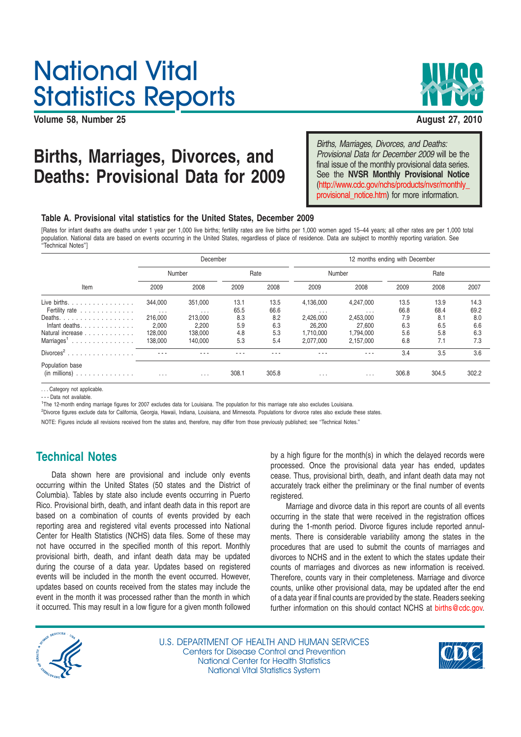# National Vital Statistics Reports

**Volume 58, Number 25** **August 27, 2010**

# Births, Marriages, Divorces, and Deaths: Provisional Data for 2009

*Births, Marriages, Divorces, and Deaths: Provisional Data for December 2009* will be the final issue of the monthly provisional data series. See the **NVSR Monthly Provisional Notice** (http://www.cdc.gov/nchs/products/nvsr/monthly_provisional_notice.htm) for more information.

### Table A. Provisional vital statistics for the United States, December 2009

[Rates for infant deaths are deaths under 1 year per 1,000 live births; fertility rates are live births per 1,000 women aged 15–44 years; all other rates are per 1,000 total population. National data are based on events occurring in the United States, regardless of place of residence. Data are subject to monthly reporting variation. See "Technical Notes"]

| Item | December | | | | 12 months ending with December | | | | |
|---|---|---|---|---|---|---|---|---|---|
| | Number | | Rate | | Number | | Rate | | |
| | 2009 | 2008 | 2009 | 2008 | 2009 | 2008 | 2009 | 2008 | 2007 |
| Live births | 344,000 | 351,000 | 13.1 | 13.5 | 4,136,000 | 4,247,000 | 13.5 | 13.9 | 14.3 |
| Fertility rate | . . . | . . . | 65.5 | 66.6 | . . . | . . . | 66.8 | 68.4 | 69.2 |
| Deaths | 216,000 | 213,000 | 8.3 | 8.2 | 2,426,000 | 2,453,000 | 7.9 | 8.1 | 8.0 |
| Infant deaths | 2,000 | 2,200 | 5.9 | 6.3 | 26,200 | 27,600 | 6.3 | 6.5 | 6.6 |
| Natural increase | 128,000 | 138,000 | 4.8 | 5.3 | 1,710,000 | 1,794,000 | 5.6 | 5.8 | 6.3 |
| Marriages[1] | 138,000 | 140,000 | 5.3 | 5.4 | 2,077,000 | 2,157,000 | 6.8 | 7.1 | 7.3 |
| Divorces[2] | - - - | - - - | - - - | - - - | - - - | - - - | 3.4 | 3.5 | 3.6 |
| Population base (in millions) | . . . | . . . | 308.1 | 305.8 | . . . | . . . | 306.8 | 304.5 | 302.2 |

. . . Category not applicable.

- - - Data not available.

[1]The 12-month ending marriage figures for 2007 excludes data for Louisiana. The population for this marriage rate also excludes Louisiana.

[2]Divorce figures exclude data for California, Georgia, Hawaii, Indiana, Louisiana, and Minnesota. Populations for divorce rates also exclude these states.

NOTE: Figures include all revisions received from the states and, therefore, may differ from those previously published; see "Technical Notes."

## Technical Notes

Data shown here are provisional and include only events occurring within the United States (50 states and the District of Columbia). Tables by state also include events occurring in Puerto Rico. Provisional birth, death, and infant death data in this report are based on a combination of counts of events provided by each reporting area and registered vital events processed into National Center for Health Statistics (NCHS) data files. Some of these may not have occurred in the specified month of this report. Monthly provisional birth, death, and infant death data may be updated during the course of a data year. Updates based on registered events will be included in the month the event occurred. However, updates based on counts received from the states may include the event in the month it was processed rather than the month in which it occurred. This may result in a low figure for a given month followed by a high figure for the month(s) in which the delayed records were processed. Once the provisional data year has ended, updates cease. Thus, provisional birth, death, and infant death data may not accurately track either the preliminary or the final number of events registered.

Marriage and divorce data in this report are counts of all events occurring in the state that were received in the registration offices during the 1-month period. Divorce figures include reported annulments. There is considerable variability among the states in the procedures that are used to submit the counts of marriages and divorces to NCHS and in the extent to which the states update their counts of marriages and divorces as new information is received. Therefore, counts vary in their completeness. Marriage and divorce counts, unlike other provisional data, may be updated after the end of a data year if final counts are provided by the state. Readers seeking further information on this should contact NCHS at births@cdc.gov.

U.S. DEPARTMENT OF HEALTH AND HUMAN SERVICES
Centers for Disease Control and Prevention
National Center for Health Statistics
National Vital Statistics System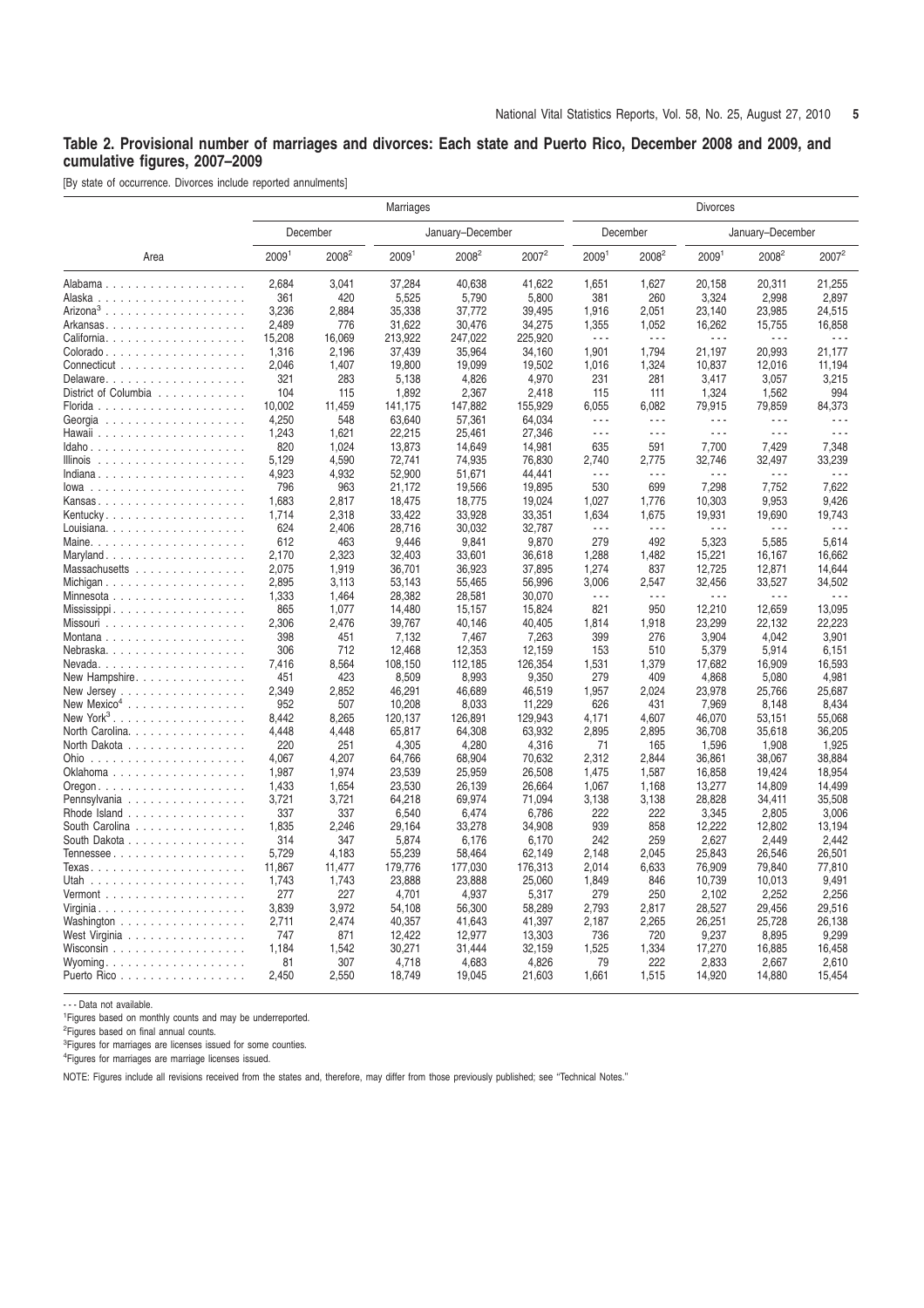## Table 2. Provisional number of marriages and divorces: Each state and Puerto Rico, December 2008 and 2009, and cumulative figures, 2007–2009

[By state of occurrence. Divorces include reported annulments]

| Area | Marriages | | | | | Divorces | | | | |
|---|---|---|---|---|---|---|---|---|---|---|
| | December | | January–December | | | December | | January–December | | |
| | 2009[1] | 2008[2] | 2009[1] | 2008[2] | 2007[2] | 2009[1] | 2008[2] | 2009[1] | 2008[2] | 2007[2] |
| Alabama | 2,684 | 3,041 | 37,284 | 40,638 | 41,622 | 1,651 | 1,627 | 20,158 | 20,311 | 21,255 |
| Alaska | 361 | 420 | 5,525 | 5,790 | 5,800 | 381 | 260 | 3,324 | 2,998 | 2,897 |
| Arizona[3] | 3,236 | 2,884 | 35,338 | 37,772 | 39,495 | 1,916 | 2,051 | 23,140 | 23,985 | 24,515 |
| Arkansas | 2,489 | 776 | 31,622 | 30,476 | 34,275 | 1,355 | 1,052 | 16,262 | 15,755 | 16,858 |
| California | 15,208 | 16,069 | 213,922 | 247,022 | 225,920 | - - - | - - - | - - - | - - - | - - - |
| Colorado | 1,316 | 2,196 | 37,439 | 35,964 | 34,160 | 1,901 | 1,794 | 21,197 | 20,993 | 21,177 |
| Connecticut | 2,046 | 1,407 | 19,800 | 19,099 | 19,502 | 1,016 | 1,324 | 10,837 | 12,016 | 11,194 |
| Delaware | 321 | 283 | 5,138 | 4,826 | 4,970 | 231 | 281 | 3,417 | 3,057 | 3,215 |
| District of Columbia | 104 | 115 | 1,892 | 2,367 | 2,418 | 115 | 111 | 1,324 | 1,562 | 994 |
| Florida | 10,002 | 11,459 | 141,175 | 147,882 | 155,929 | 6,055 | 6,082 | 79,915 | 79,859 | 84,373 |
| Georgia | 4,250 | 548 | 63,640 | 57,361 | 64,034 | - - - | - - - | - - - | - - - | - - - |
| Hawaii | 1,243 | 1,621 | 22,215 | 25,461 | 27,346 | - - - | - - - | - - - | - - - | - - - |
| Idaho | 820 | 1,024 | 13,873 | 14,649 | 14,981 | 635 | 591 | 7,700 | 7,429 | 7,348 |
| Illinois | 5,129 | 4,590 | 72,741 | 74,935 | 76,830 | 2,740 | 2,775 | 32,746 | 32,497 | 33,239 |
| Indiana | 4,923 | 4,932 | 52,900 | 51,671 | 44,441 | - - - | - - - | - - - | - - - | - - - |
| Iowa | 796 | 963 | 21,172 | 19,566 | 19,895 | 530 | 699 | 7,298 | 7,752 | 7,622 |
| Kansas | 1,683 | 2,817 | 18,475 | 18,775 | 19,024 | 1,027 | 1,776 | 10,303 | 9,953 | 9,426 |
| Kentucky | 1,714 | 2,318 | 33,422 | 33,928 | 33,351 | 1,634 | 1,675 | 19,931 | 19,690 | 19,743 |
| Louisiana | 624 | 2,406 | 28,716 | 30,032 | 32,787 | - - - | - - - | - - - | - - - | - - - |
| Maine | 612 | 463 | 9,446 | 9,841 | 9,870 | 279 | 492 | 5,323 | 5,585 | 5,614 |
| Maryland | 2,170 | 2,323 | 32,403 | 33,601 | 36,618 | 1,288 | 1,482 | 15,221 | 16,167 | 16,662 |
| Massachusetts | 2,075 | 1,919 | 36,701 | 36,923 | 37,895 | 1,274 | 837 | 12,725 | 12,871 | 14,644 |
| Michigan | 2,895 | 3,113 | 53,143 | 55,465 | 56,996 | 3,006 | 2,547 | 32,456 | 33,527 | 34,502 |
| Minnesota | 1,333 | 1,464 | 28,382 | 28,581 | 30,070 | - - - | - - - | - - - | - - - | - - - |
| Mississippi | 865 | 1,077 | 14,480 | 15,157 | 15,824 | 821 | 950 | 12,210 | 12,659 | 13,095 |
| Missouri | 2,306 | 2,476 | 39,767 | 40,146 | 40,405 | 1,814 | 1,918 | 23,299 | 22,132 | 22,223 |
| Montana | 398 | 451 | 7,132 | 7,467 | 7,263 | 399 | 276 | 3,904 | 4,042 | 3,901 |
| Nebraska | 306 | 712 | 12,468 | 12,353 | 12,159 | 153 | 510 | 5,379 | 5,914 | 6,151 |
| Nevada | 7,416 | 8,564 | 108,150 | 112,185 | 126,354 | 1,531 | 1,379 | 17,682 | 16,909 | 16,593 |
| New Hampshire | 451 | 423 | 8,509 | 8,993 | 9,350 | 279 | 409 | 4,868 | 5,080 | 4,981 |
| New Jersey | 2,349 | 2,852 | 46,291 | 46,689 | 46,519 | 1,957 | 2,024 | 23,978 | 25,766 | 25,687 |
| New Mexico[4] | 952 | 507 | 10,208 | 8,033 | 11,229 | 626 | 431 | 7,969 | 8,148 | 8,434 |
| New York[3] | 8,442 | 8,265 | 120,137 | 126,891 | 129,943 | 4,171 | 4,607 | 46,070 | 53,151 | 55,068 |
| North Carolina | 4,448 | 4,448 | 65,817 | 64,308 | 63,932 | 2,895 | 2,895 | 36,708 | 35,618 | 36,205 |
| North Dakota | 220 | 251 | 4,305 | 4,280 | 4,316 | 71 | 165 | 1,596 | 1,908 | 1,925 |
| Ohio | 4,067 | 4,207 | 64,766 | 68,904 | 70,632 | 2,312 | 2,844 | 36,861 | 38,067 | 38,884 |
| Oklahoma | 1,987 | 1,974 | 23,539 | 25,959 | 26,508 | 1,475 | 1,587 | 16,858 | 19,424 | 18,954 |
| Oregon | 1,433 | 1,654 | 23,530 | 26,139 | 26,664 | 1,067 | 1,168 | 13,277 | 14,809 | 14,499 |
| Pennsylvania | 3,721 | 3,721 | 64,218 | 69,974 | 71,094 | 3,138 | 3,138 | 28,828 | 34,411 | 35,508 |
| Rhode Island | 337 | 337 | 6,540 | 6,474 | 6,786 | 222 | 222 | 3,345 | 2,805 | 3,006 |
| South Carolina | 1,835 | 2,246 | 29,164 | 33,278 | 34,908 | 939 | 858 | 12,222 | 12,802 | 13,194 |
| South Dakota | 314 | 347 | 5,874 | 6,176 | 6,170 | 242 | 259 | 2,627 | 2,449 | 2,442 |
| Tennessee | 5,729 | 4,183 | 55,239 | 58,464 | 62,149 | 2,148 | 2,045 | 25,843 | 26,546 | 26,501 |
| Texas | 11,867 | 11,477 | 179,776 | 177,030 | 176,313 | 2,014 | 6,633 | 76,909 | 79,840 | 77,810 |
| Utah | 1,743 | 1,743 | 23,888 | 23,888 | 25,060 | 1,849 | 846 | 10,739 | 10,013 | 9,491 |
| Vermont | 277 | 227 | 4,701 | 4,937 | 5,317 | 279 | 250 | 2,102 | 2,252 | 2,256 |
| Virginia | 3,839 | 3,972 | 54,108 | 56,300 | 58,289 | 2,793 | 2,817 | 28,527 | 29,456 | 29,516 |
| Washington | 2,711 | 2,474 | 40,357 | 41,643 | 41,397 | 2,187 | 2,265 | 26,251 | 25,728 | 26,138 |
| West Virginia | 747 | 871 | 12,422 | 12,977 | 13,303 | 736 | 720 | 9,237 | 8,895 | 9,299 |
| Wisconsin | 1,184 | 1,542 | 30,271 | 31,444 | 32,159 | 1,525 | 1,334 | 17,270 | 16,885 | 16,458 |
| Wyoming | 81 | 307 | 4,718 | 4,683 | 4,826 | 79 | 222 | 2,833 | 2,667 | 2,610 |
| Puerto Rico | 2,450 | 2,550 | 18,749 | 19,045 | 21,603 | 1,661 | 1,515 | 14,920 | 14,880 | 15,454 |

- - - Data not available.

[1]Figures based on monthly counts and may be underreported.

[2]Figures based on final annual counts.

[3]Figures for marriages are licenses issued for some counties.

[4]Figures for marriages are marriage licenses issued.

NOTE: Figures include all revisions received from the states and, therefore, may differ from those previously published; see ''Technical Notes.''